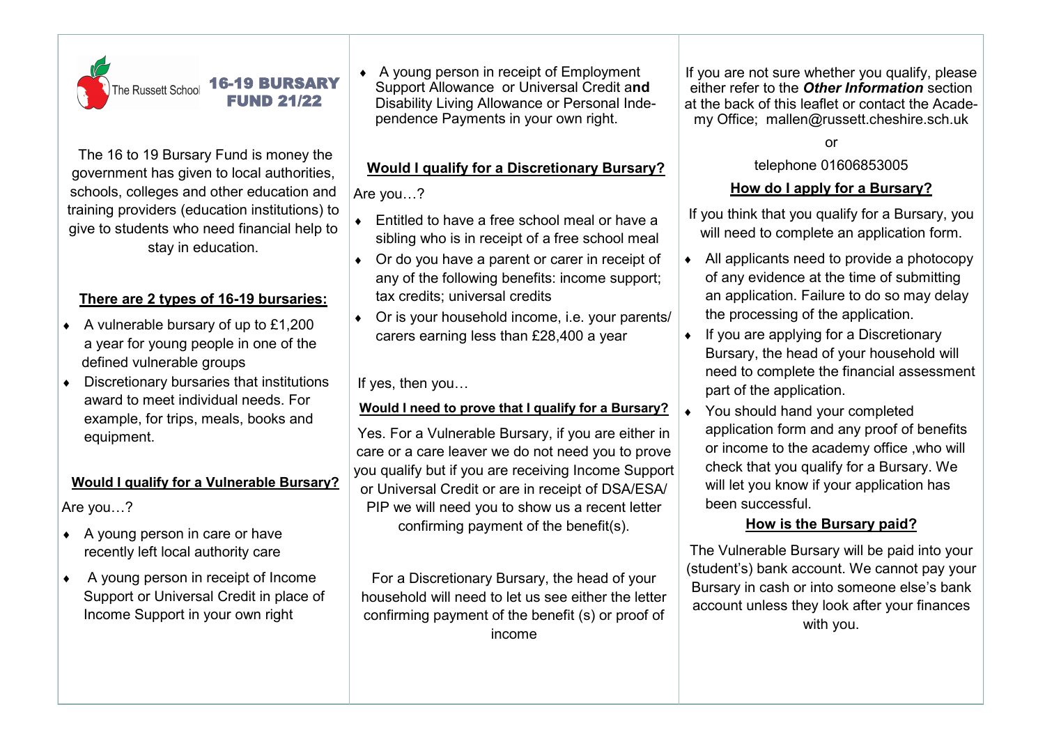The Russett School

# 16-19 BURSARY FUND 21/22

The 16 to 19 Bursary Fund is money the government has given to local authorities, schools, colleges and other education and training providers (education institutions) to give to students who need financial help to stay in education.

## There are 2 types of 16-19 bursaries:

- A vulnerable bursary of up to £1,200 a year for young people in one of the defined vulnerable groups
- Discretionary bursaries that institutions award to meet individual needs. For example, for trips, meals, books and equipment.

## Would I qualify for a Vulnerable Bursary?

Are you…?

- A young person in care or have recently left local authority care
- A young person in receipt of Income Support or Universal Credit in place of Income Support in your own right
- A young person in receipt of Employment Support Allowance or Universal Credit a**nd** Disability Living Allowance or Personal Independence Payments in your own right.

## Would I qualify for a Discretionary Bursary?

Are you…?

- Entitled to have a free school meal or have a sibling who is in receipt of a free school meal
- Or do you have a parent or carer in receipt of any of the following benefits: income support; tax credits; universal credits
- Or is your household income, i.e. your parents/ carers earning less than £28,400 a year

If yes, then you…

## Would I need to prove that I qualify for a Bursary?

Yes. For a Vulnerable Bursary, if you are either in care or a care leaver we do not need you to prove you qualify but if you are receiving Income Support or Universal Credit or are in receipt of DSA/ESA/ PIP we will need you to show us a recent letter confirming payment of the benefit(s).

For a Discretionary Bursary, the head of your household will need to let us see either the letter confirming payment of the benefit (s) or proof of income

If you are not sure whether you qualify, please either refer to the ***Other Information*** section at the back of this leaflet or contact the Academy Office; mallen@russett.cheshire.sch.uk

or

telephone 01606853005

## How do I apply for a Bursary?

If you think that you qualify for a Bursary, you will need to complete an application form.

- All applicants need to provide a photocopy of any evidence at the time of submitting an application. Failure to do so may delay the processing of the application.
- If you are applying for a Discretionary Bursary, the head of your household will need to complete the financial assessment part of the application.
- You should hand your completed application form and any proof of benefits or income to the academy office ,who will check that you qualify for a Bursary. We will let you know if your application has been successful.

## How is the Bursary paid?

The Vulnerable Bursary will be paid into your (student's) bank account. We cannot pay your Bursary in cash or into someone else's bank account unless they look after your finances with you.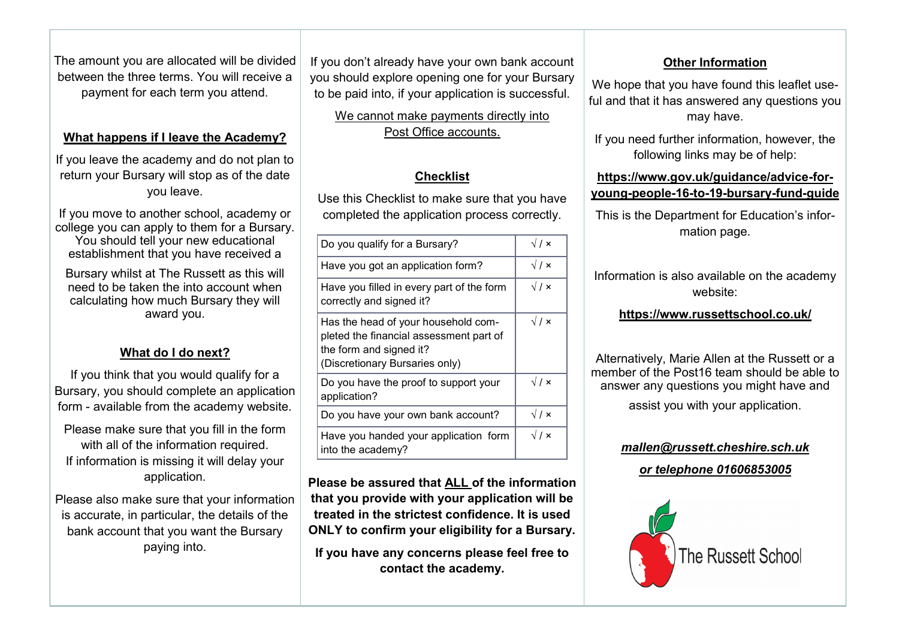The amount you are allocated will be divided between the three terms. You will receive a payment for each term you attend.

## What happens if I leave the Academy?

If you leave the academy and do not plan to return your Bursary will stop as of the date you leave.

If you move to another school, academy or college you can apply to them for a Bursary. You should tell your new educational establishment that you have received a

Bursary whilst at The Russett as this will need to be taken the into account when calculating how much Bursary they will award you.

## What do I do next?

If you think that you would qualify for a Bursary, you should complete an application form - available from the academy website.

Please make sure that you fill in the form with all of the information required. If information is missing it will delay your application.

Please also make sure that your information is accurate, in particular, the details of the bank account that you want the Bursary paying into.

If you don't already have your own bank account you should explore opening one for your Bursary to be paid into, if your application is successful.

We cannot make payments directly into Post Office accounts.

## Checklist

Use this Checklist to make sure that you have completed the application process correctly.

| | |
|---|---|
| Do you qualify for a Bursary? | √ / × |
| Have you got an application form? | √ / × |
| Have you filled in every part of the form correctly and signed it? | √ / × |
| Has the head of your household completed the financial assessment part of the form and signed it? (Discretionary Bursaries only) | √ / × |
| Do you have the proof to support your application? | √ / × |
| Do you have your own bank account? | √ / × |
| Have you handed your application form into the academy? | √ / × |

**Please be assured that ALL of the information that you provide with your application will be treated in the strictest confidence. It is used ONLY to confirm your eligibility for a Bursary.**

**If you have any concerns please feel free to contact the academy.**

## Other Information

We hope that you have found this leaflet useful and that it has answered any questions you may have.

If you need further information, however, the following links may be of help:

**https://www.gov.uk/guidance/advice-for-young-people-16-to-19-bursary-fund-guide**

This is the Department for Education's information page.

Information is also available on the academy website:

**https://www.russettschool.co.uk/**

Alternatively, Marie Allen at the Russett or a member of the Post16 team should be able to answer any questions you might have and assist you with your application.

***mallen@russett.cheshire.sch.uk***

***or telephone 01606853005***

The Russett School